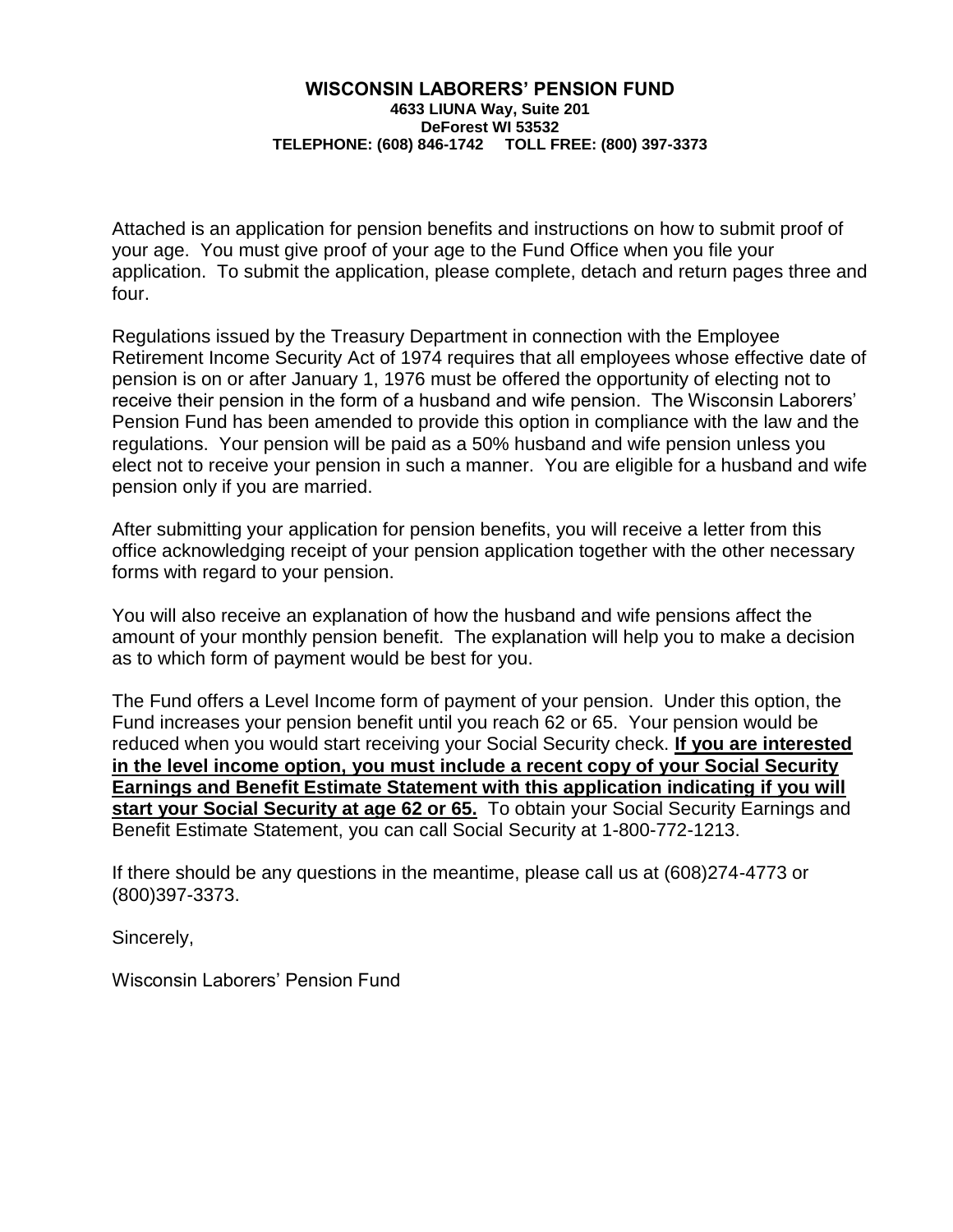# WISCONSIN LABORERS' PENSION FUND

**4633 LIUNA Way, Suite 201**
**DeForest WI 53532**
**TELEPHONE: (608) 846-1742 TOLL FREE: (800) 397-3373**

Attached is an application for pension benefits and instructions on how to submit proof of your age. You must give proof of your age to the Fund Office when you file your application. To submit the application, please complete, detach and return pages three and four.

Regulations issued by the Treasury Department in connection with the Employee Retirement Income Security Act of 1974 requires that all employees whose effective date of pension is on or after January 1, 1976 must be offered the opportunity of electing not to receive their pension in the form of a husband and wife pension. The Wisconsin Laborers' Pension Fund has been amended to provide this option in compliance with the law and the regulations. Your pension will be paid as a 50% husband and wife pension unless you elect not to receive your pension in such a manner. You are eligible for a husband and wife pension only if you are married.

After submitting your application for pension benefits, you will receive a letter from this office acknowledging receipt of your pension application together with the other necessary forms with regard to your pension.

You will also receive an explanation of how the husband and wife pensions affect the amount of your monthly pension benefit. The explanation will help you to make a decision as to which form of payment would be best for you.

The Fund offers a Level Income form of payment of your pension. Under this option, the Fund increases your pension benefit until you reach 62 or 65. Your pension would be reduced when you would start receiving your Social Security check. **<u>If you are interested in the level income option, you must include a recent copy of your Social Security Earnings and Benefit Estimate Statement with this application indicating if you will start your Social Security at age 62 or 65.</u>** To obtain your Social Security Earnings and Benefit Estimate Statement, you can call Social Security at 1-800-772-1213.

If there should be any questions in the meantime, please call us at (608)274-4773 or (800)397-3373.

Sincerely,

Wisconsin Laborers' Pension Fund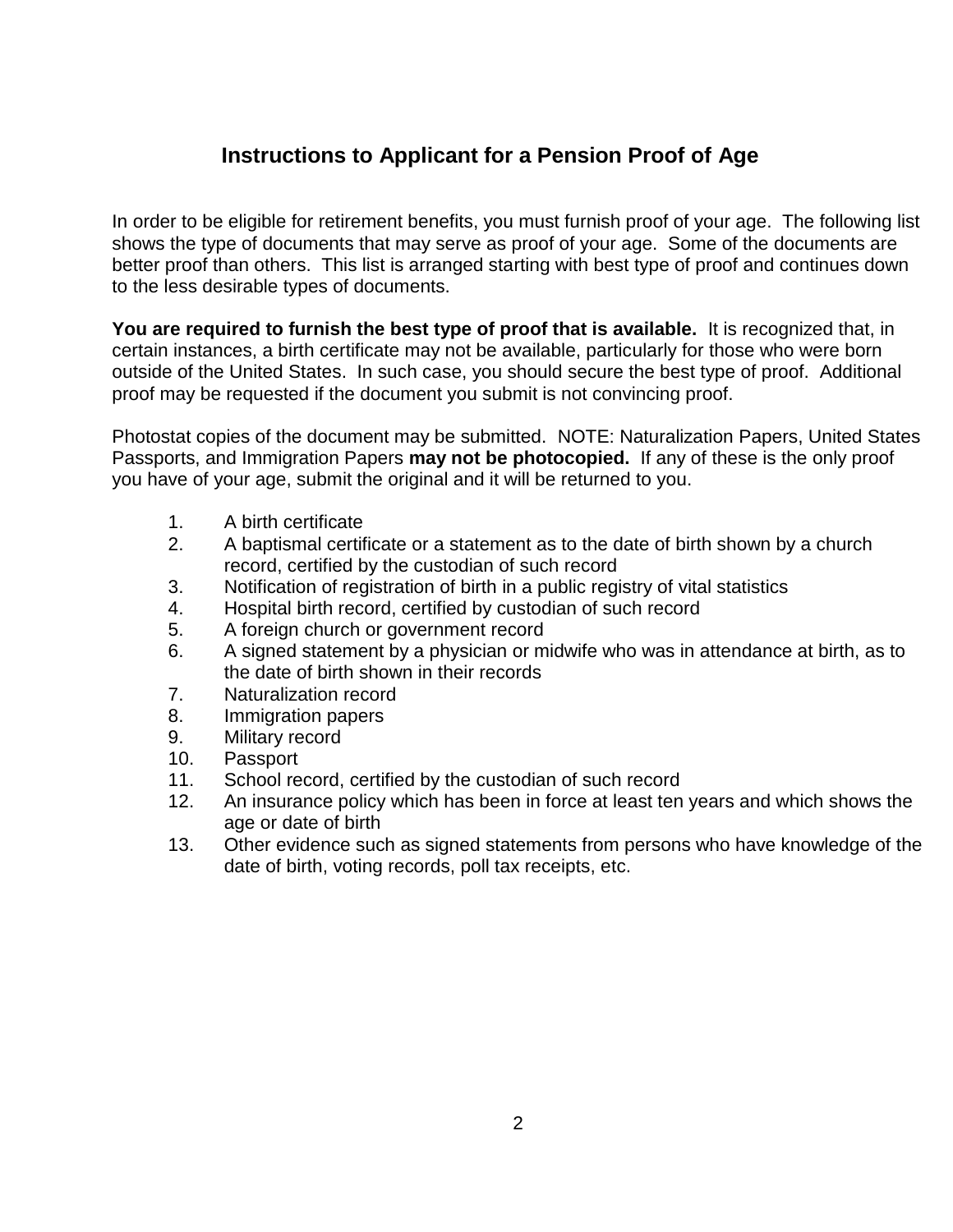## Instructions to Applicant for a Pension Proof of Age

In order to be eligible for retirement benefits, you must furnish proof of your age. The following list shows the type of documents that may serve as proof of your age. Some of the documents are better proof than others. This list is arranged starting with best type of proof and continues down to the less desirable types of documents.

**You are required to furnish the best type of proof that is available.** It is recognized that, in certain instances, a birth certificate may not be available, particularly for those who were born outside of the United States. In such case, you should secure the best type of proof. Additional proof may be requested if the document you submit is not convincing proof.

Photostat copies of the document may be submitted. NOTE: Naturalization Papers, United States Passports, and Immigration Papers **may not be photocopied.** If any of these is the only proof you have of your age, submit the original and it will be returned to you.

1. A birth certificate
2. A baptismal certificate or a statement as to the date of birth shown by a church record, certified by the custodian of such record
3. Notification of registration of birth in a public registry of vital statistics
4. Hospital birth record, certified by custodian of such record
5. A foreign church or government record
6. A signed statement by a physician or midwife who was in attendance at birth, as to the date of birth shown in their records
7. Naturalization record
8. Immigration papers
9. Military record
10. Passport
11. School record, certified by the custodian of such record
12. An insurance policy which has been in force at least ten years and which shows the age or date of birth
13. Other evidence such as signed statements from persons who have knowledge of the date of birth, voting records, poll tax receipts, etc.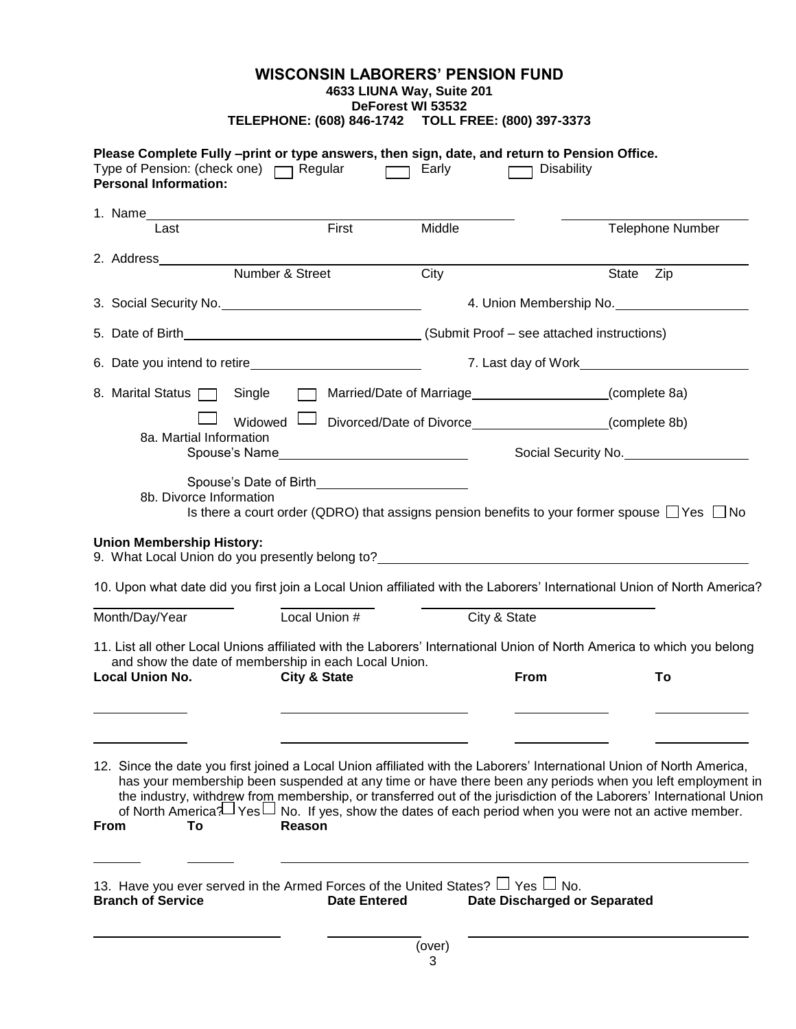# WISCONSIN LABORERS' PENSION FUND

**4633 LIUNA Way, Suite 201**
**DeForest WI 53532**
**TELEPHONE: (608) 846-1742 TOLL FREE: (800) 397-3373**

**Please Complete Fully –print or type answers, then sign, date, and return to Pension Office.**

Type of Pension: (check one) ☐ Regular ☐ Early ☐ Disability

**Personal Information:**

1. Name\_\_\_\_\_\_\_\_\_\_\_\_\_\_\_\_\_\_\_\_\_\_\_\_\_\_\_\_\_\_\_\_\_\_\_\_\_\_\_\_ \_\_\_\_\_\_\_\_\_\_\_\_\_\_\_\_\_\_\_\_
   Last First Middle Telephone Number

2. Address\_\_\_\_\_\_\_\_\_\_\_\_\_\_\_\_\_\_\_\_\_\_\_\_\_\_\_\_\_\_\_\_\_\_\_\_\_\_\_\_\_\_\_\_\_\_\_\_\_\_\_\_\_\_\_\_
   Number & Street City State Zip

3. Social Security No.\_\_\_\_\_\_\_\_\_\_\_\_\_\_\_\_\_\_\_\_ 4. Union Membership No.\_\_\_\_\_\_\_\_\_\_\_\_\_\_\_

5. Date of Birth\_\_\_\_\_\_\_\_\_\_\_\_\_\_\_\_\_\_\_\_\_\_\_\_ (Submit Proof – see attached instructions)

6. Date you intend to retire\_\_\_\_\_\_\_\_\_\_\_\_\_\_\_\_\_\_ 7. Last day of Work\_\_\_\_\_\_\_\_\_\_\_\_\_\_\_\_\_\_

8. Marital Status ☐ Single ☐ Married/Date of Marriage\_\_\_\_\_\_\_\_\_\_\_\_\_\_\_(complete 8a)
   ☐ Widowed ☐ Divorced/Date of Divorce\_\_\_\_\_\_\_\_\_\_\_\_\_\_\_(complete 8b)

   8a. Martial Information
   Spouse's Name\_\_\_\_\_\_\_\_\_\_\_\_\_\_\_\_\_\_\_\_ Social Security No.\_\_\_\_\_\_\_\_\_\_\_\_\_\_\_

   Spouse's Date of Birth\_\_\_\_\_\_\_\_\_\_\_\_\_\_\_\_\_\_

   8b. Divorce Information
   Is there a court order (QDRO) that assigns pension benefits to your former spouse ☐ Yes ☐ No

**Union Membership History:**

9. What Local Union do you presently belong to?\_\_\_\_\_\_\_\_\_\_\_\_\_\_\_\_\_\_\_\_\_\_\_\_\_\_\_\_\_\_\_\_\_\_\_\_

10. Upon what date did you first join a Local Union affiliated with the Laborers' International Union of North America?

| Month/Day/Year | Local Union # | City & State |
|---|---|---|
| | | |

11. List all other Local Unions affiliated with the Laborers' International Union of North America to which you belong and show the date of membership in each Local Union.

| Local Union No. | City & State | From | To |
|---|---|---|---|
| | | | |
| | | | |

12. Since the date you first joined a Local Union affiliated with the Laborers' International Union of North America, has your membership been suspended at any time or have there been any periods when you left employment in the industry, withdrew from membership, or transferred out of the jurisdiction of the Laborers' International Union of North America? ☐ Yes ☐ No. If yes, show the dates of each period when you were not an active member.

| From | To | Reason |
|---|---|---|
| | | |

13. Have you ever served in the Armed Forces of the United States? ☐ Yes ☐ No.

| Branch of Service | Date Entered | Date Discharged or Separated |
|---|---|---|
| | | |

(over)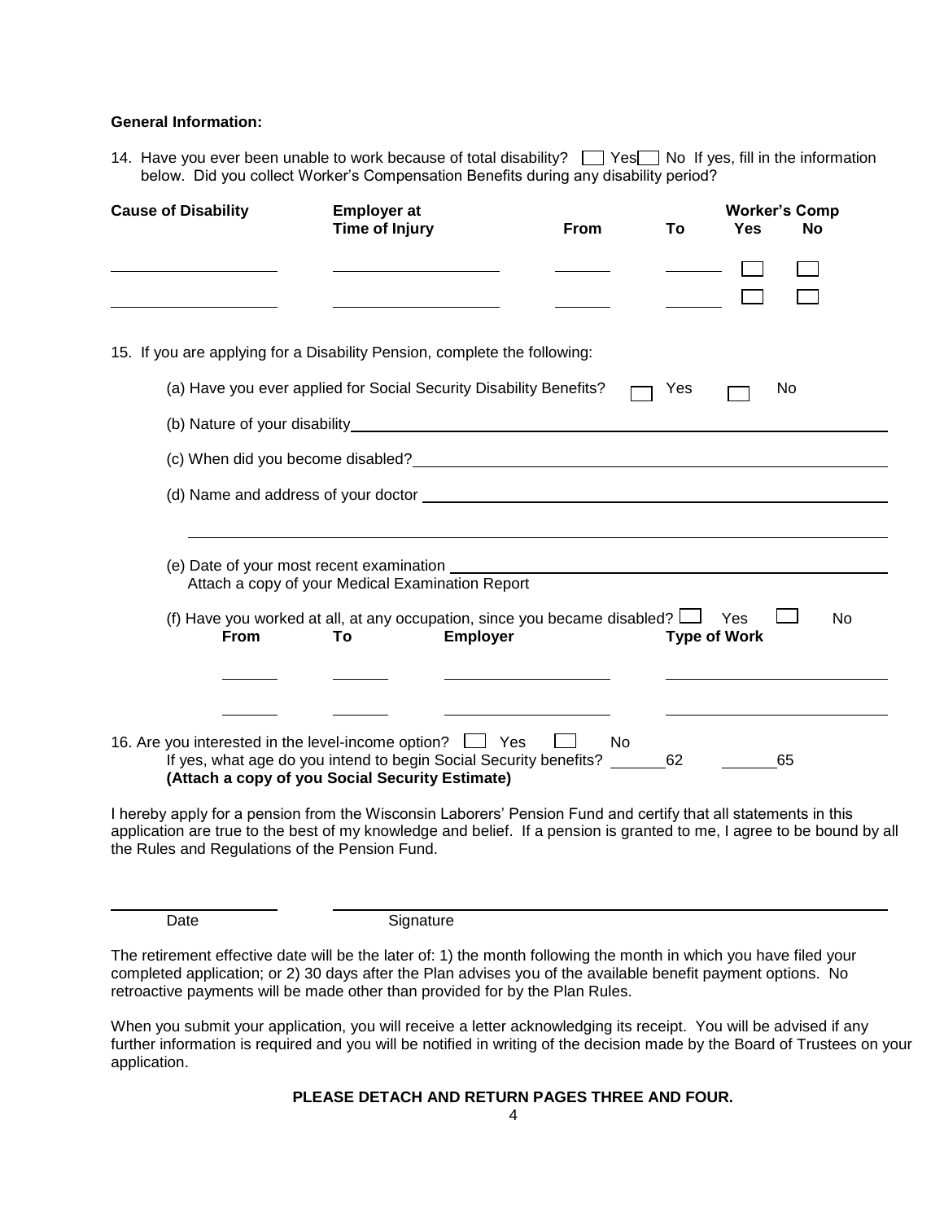**General Information:**

14. Have you ever been unable to work because of total disability? ☐ Yes ☐ No If yes, fill in the information below. Did you collect Worker's Compensation Benefits during any disability period?

| Cause of Disability | Employer at Time of Injury | From | To | Worker's Comp Yes | No |
|---|---|---|---|---|---|
| | | | | ☐ | ☐ |
| | | | | ☐ | ☐ |

15. If you are applying for a Disability Pension, complete the following:

    (a) Have you ever applied for Social Security Disability Benefits? ☐ Yes ☐ No

    (b) Nature of your disability ______________________________

    (c) When did you become disabled? ______________________________

    (d) Name and address of your doctor ______________________________

    ______________________________

    (e) Date of your most recent examination ______________________________
    Attach a copy of your Medical Examination Report

    (f) Have you worked at all, at any occupation, since you became disabled? ☐ Yes ☐ No

| From | To | Employer | Type of Work |
|---|---|---|---|
| | | | |
| | | | |

16. Are you interested in the level-income option? ☐ Yes ☐ No
    If yes, what age do you intend to begin Social Security benefits? ______62 ______65
    **(Attach a copy of you Social Security Estimate)**

I hereby apply for a pension from the Wisconsin Laborers' Pension Fund and certify that all statements in this application are true to the best of my knowledge and belief. If a pension is granted to me, I agree to be bound by all the Rules and Regulations of the Pension Fund.

______________________ ______________________________
Date Signature

The retirement effective date will be the later of: 1) the month following the month in which you have filed your completed application; or 2) 30 days after the Plan advises you of the available benefit payment options. No retroactive payments will be made other than provided for by the Plan Rules.

When you submit your application, you will receive a letter acknowledging its receipt. You will be advised if any further information is required and you will be notified in writing of the decision made by the Board of Trustees on your application.

**PLEASE DETACH AND RETURN PAGES THREE AND FOUR.**